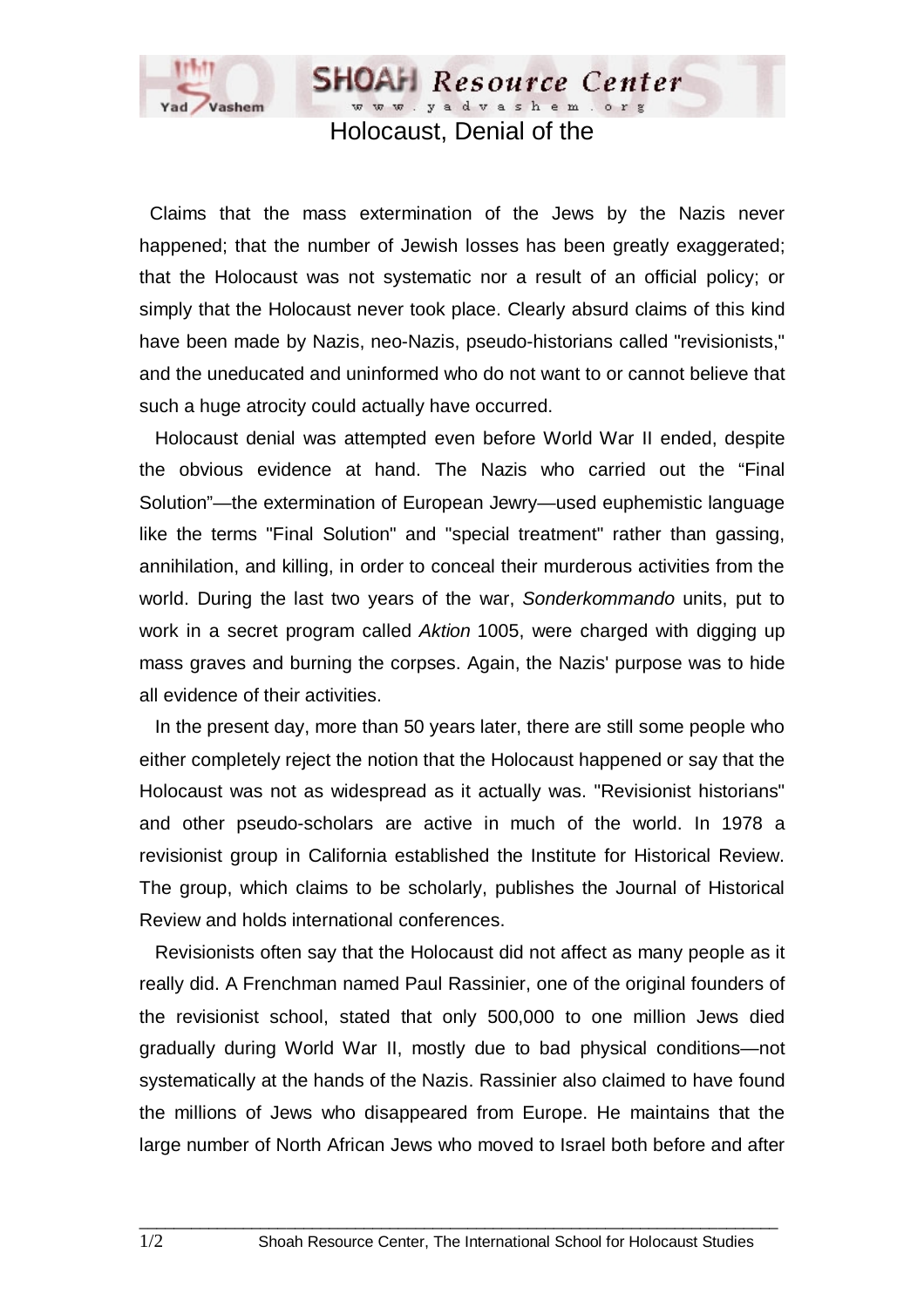# Holocaust, Denial of the

Claims that the mass extermination of the Jews by the Nazis never happened; that the number of Jewish losses has been greatly exaggerated; that the Holocaust was not systematic nor a result of an official policy; or simply that the Holocaust never took place. Clearly absurd claims of this kind have been made by Nazis, neo-Nazis, pseudo-historians called "revisionists," and the uneducated and uninformed who do not want to or cannot believe that such a huge atrocity could actually have occurred.

Holocaust denial was attempted even before World War II ended, despite the obvious evidence at hand. The Nazis who carried out the "Final Solution"—the extermination of European Jewry—used euphemistic language like the terms "Final Solution" and "special treatment" rather than gassing, annihilation, and killing, in order to conceal their murderous activities from the world. During the last two years of the war, *Sonderkommando* units, put to work in a secret program called *Aktion* 1005, were charged with digging up mass graves and burning the corpses. Again, the Nazis' purpose was to hide all evidence of their activities.

In the present day, more than 50 years later, there are still some people who either completely reject the notion that the Holocaust happened or say that the Holocaust was not as widespread as it actually was. "Revisionist historians" and other pseudo-scholars are active in much of the world. In 1978 a revisionist group in California established the Institute for Historical Review. The group, which claims to be scholarly, publishes the Journal of Historical Review and holds international conferences.

Revisionists often say that the Holocaust did not affect as many people as it really did. A Frenchman named Paul Rassinier, one of the original founders of the revisionist school, stated that only 500,000 to one million Jews died gradually during World War II, mostly due to bad physical conditions—not systematically at the hands of the Nazis. Rassinier also claimed to have found the millions of Jews who disappeared from Europe. He maintains that the large number of North African Jews who moved to Israel both before and after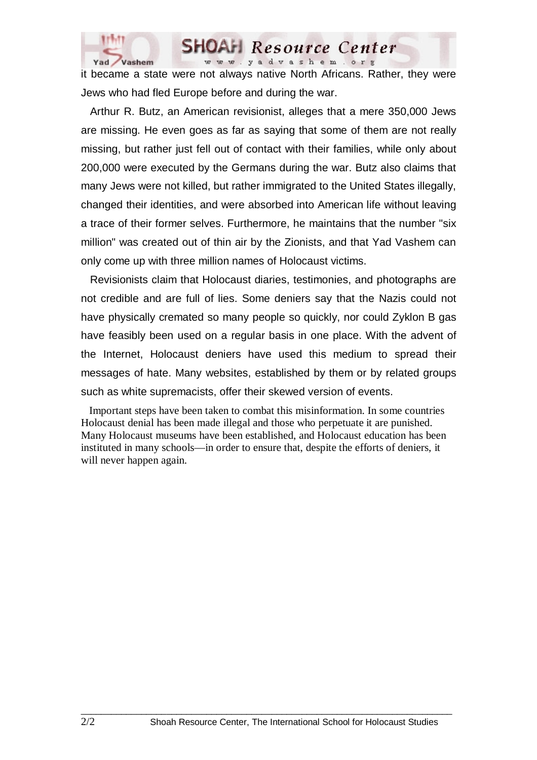it became a state were not always native North Africans. Rather, they were Jews who had fled Europe before and during the war.

Arthur R. Butz, an American revisionist, alleges that a mere 350,000 Jews are missing. He even goes as far as saying that some of them are not really missing, but rather just fell out of contact with their families, while only about 200,000 were executed by the Germans during the war. Butz also claims that many Jews were not killed, but rather immigrated to the United States illegally, changed their identities, and were absorbed into American life without leaving a trace of their former selves. Furthermore, he maintains that the number "six million" was created out of thin air by the Zionists, and that Yad Vashem can only come up with three million names of Holocaust victims.

Revisionists claim that Holocaust diaries, testimonies, and photographs are not credible and are full of lies. Some deniers say that the Nazis could not have physically cremated so many people so quickly, nor could Zyklon B gas have feasibly been used on a regular basis in one place. With the advent of the Internet, Holocaust deniers have used this medium to spread their messages of hate. Many websites, established by them or by related groups such as white supremacists, offer their skewed version of events.

Important steps have been taken to combat this misinformation. In some countries Holocaust denial has been made illegal and those who perpetuate it are punished. Many Holocaust museums have been established, and Holocaust education has been instituted in many schools—in order to ensure that, despite the efforts of deniers, it will never happen again.